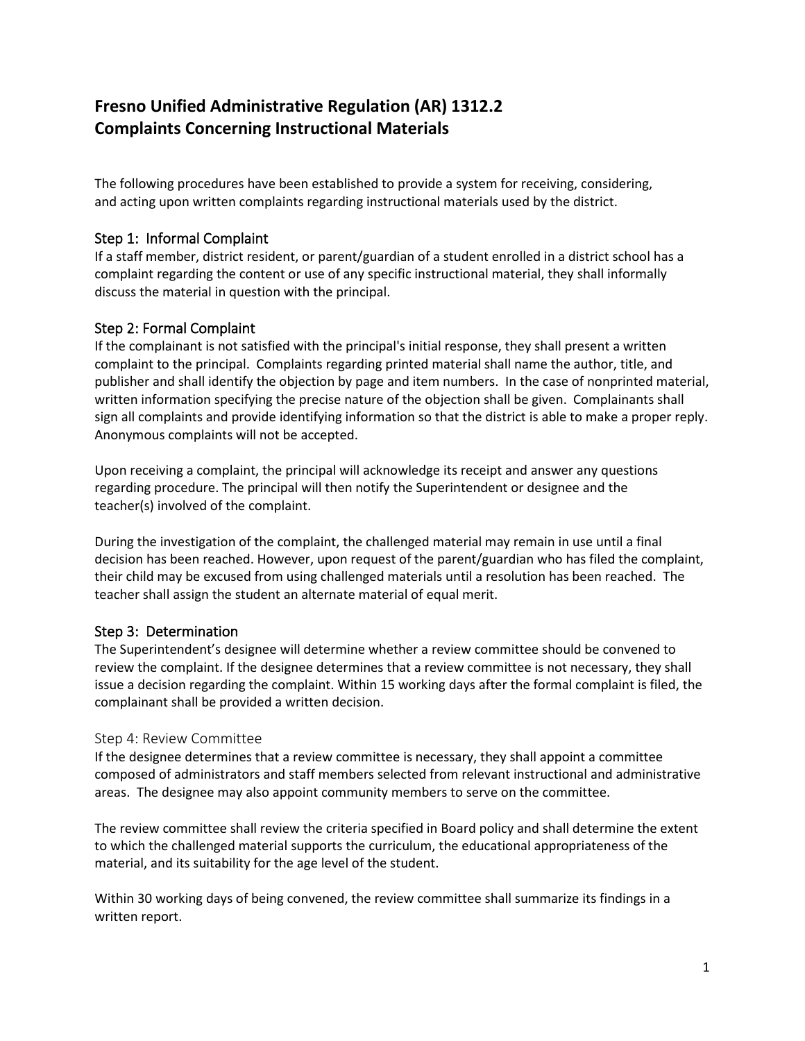# Fresno Unified Administrative Regulation (AR) 1312.2
# Complaints Concerning Instructional Materials

The following procedures have been established to provide a system for receiving, considering, and acting upon written complaints regarding instructional materials used by the district.

## Step 1: Informal Complaint

If a staff member, district resident, or parent/guardian of a student enrolled in a district school has a complaint regarding the content or use of any specific instructional material, they shall informally discuss the material in question with the principal.

## Step 2: Formal Complaint

If the complainant is not satisfied with the principal's initial response, they shall present a written complaint to the principal. Complaints regarding printed material shall name the author, title, and publisher and shall identify the objection by page and item numbers. In the case of nonprinted material, written information specifying the precise nature of the objection shall be given. Complainants shall sign all complaints and provide identifying information so that the district is able to make a proper reply. Anonymous complaints will not be accepted.

Upon receiving a complaint, the principal will acknowledge its receipt and answer any questions regarding procedure. The principal will then notify the Superintendent or designee and the teacher(s) involved of the complaint.

During the investigation of the complaint, the challenged material may remain in use until a final decision has been reached. However, upon request of the parent/guardian who has filed the complaint, their child may be excused from using challenged materials until a resolution has been reached. The teacher shall assign the student an alternate material of equal merit.

## Step 3: Determination

The Superintendent's designee will determine whether a review committee should be convened to review the complaint. If the designee determines that a review committee is not necessary, they shall issue a decision regarding the complaint. Within 15 working days after the formal complaint is filed, the complainant shall be provided a written decision.

## Step 4: Review Committee

If the designee determines that a review committee is necessary, they shall appoint a committee composed of administrators and staff members selected from relevant instructional and administrative areas. The designee may also appoint community members to serve on the committee.

The review committee shall review the criteria specified in Board policy and shall determine the extent to which the challenged material supports the curriculum, the educational appropriateness of the material, and its suitability for the age level of the student.

Within 30 working days of being convened, the review committee shall summarize its findings in a written report.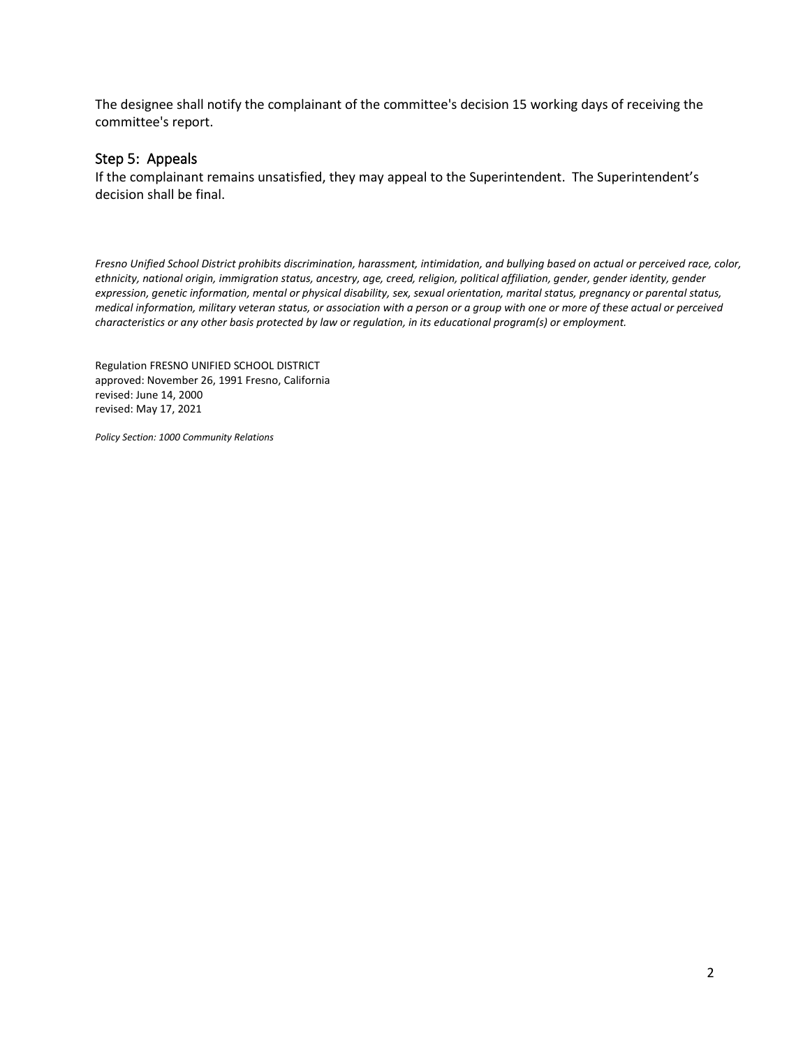The designee shall notify the complainant of the committee's decision 15 working days of receiving the committee's report.

## Step 5: Appeals

If the complainant remains unsatisfied, they may appeal to the Superintendent. The Superintendent's decision shall be final.

*Fresno Unified School District prohibits discrimination, harassment, intimidation, and bullying based on actual or perceived race, color, ethnicity, national origin, immigration status, ancestry, age, creed, religion, political affiliation, gender, gender identity, gender expression, genetic information, mental or physical disability, sex, sexual orientation, marital status, pregnancy or parental status, medical information, military veteran status, or association with a person or a group with one or more of these actual or perceived characteristics or any other basis protected by law or regulation, in its educational program(s) or employment.*

Regulation FRESNO UNIFIED SCHOOL DISTRICT
approved: November 26, 1991 Fresno, California
revised: June 14, 2000
revised: May 17, 2021

*Policy Section: 1000 Community Relations*